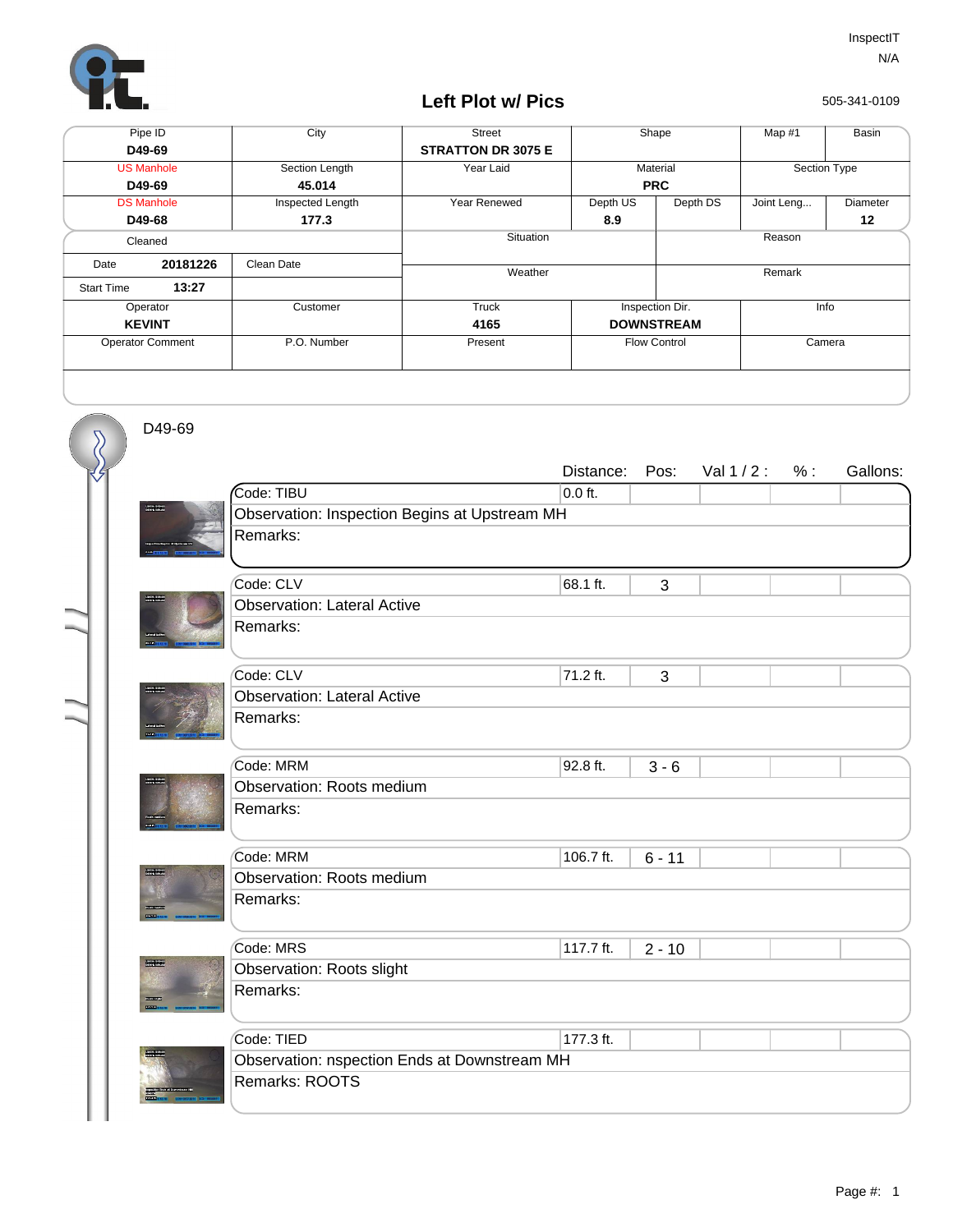InspectIT
N/A
505-341-0109

# Left Plot w/ Pics

| Pipe ID | City | Street | Shape | | Map #1 | Basin |
|---|---|---|---|---|---|---|
| **D49-69** | | **STRATTON DR 3075 E** | | | | |
| US Manhole | Section Length | Year Laid | Material | | Section Type | |
| **D49-69** | **45.014** | | **PRC** | | | |
| DS Manhole | Inspected Length | Year Renewed | Depth US | Depth DS | Joint Leng... | Diameter |
| **D49-68** | **177.3** | | **8.9** | | | **12** |
| Cleaned | | Situation | | Reason | | |
| Date **20181226** | Clean Date | | | | | |
| Start Time **13:27** | | Weather | | Remark | | |
| Operator | Customer | Truck | Inspection Dir. | | Info | |
| **KEVINT** | | **4165** | **DOWNSTREAM** | | | |
| Operator Comment | P.O. Number | Present | Flow Control | | Camera | |

D49-69

| Code | Distance: | Pos: | Val 1 / 2 : | % : | Gallons: |
|---|---|---|---|---|---|
| Code: TIBU | 0.0 ft. | | | | |
| Observation: Inspection Begins at Upstream MH | | | | | |
| Remarks: | | | | | |
| Code: CLV | 68.1 ft. | 3 | | | |
| Observation: Lateral Active | | | | | |
| Remarks: | | | | | |
| Code: CLV | 71.2 ft. | 3 | | | |
| Observation: Lateral Active | | | | | |
| Remarks: | | | | | |
| Code: MRM | 92.8 ft. | 3 - 6 | | | |
| Observation: Roots medium | | | | | |
| Remarks: | | | | | |
| Code: MRM | 106.7 ft. | 6 - 11 | | | |
| Observation: Roots medium | | | | | |
| Remarks: | | | | | |
| Code: MRS | 117.7 ft. | 2 - 10 | | | |
| Observation: Roots slight | | | | | |
| Remarks: | | | | | |
| Code: TIED | 177.3 ft. | | | | |
| Observation: nspection Ends at Downstream MH | | | | | |
| Remarks: ROOTS | | | | | |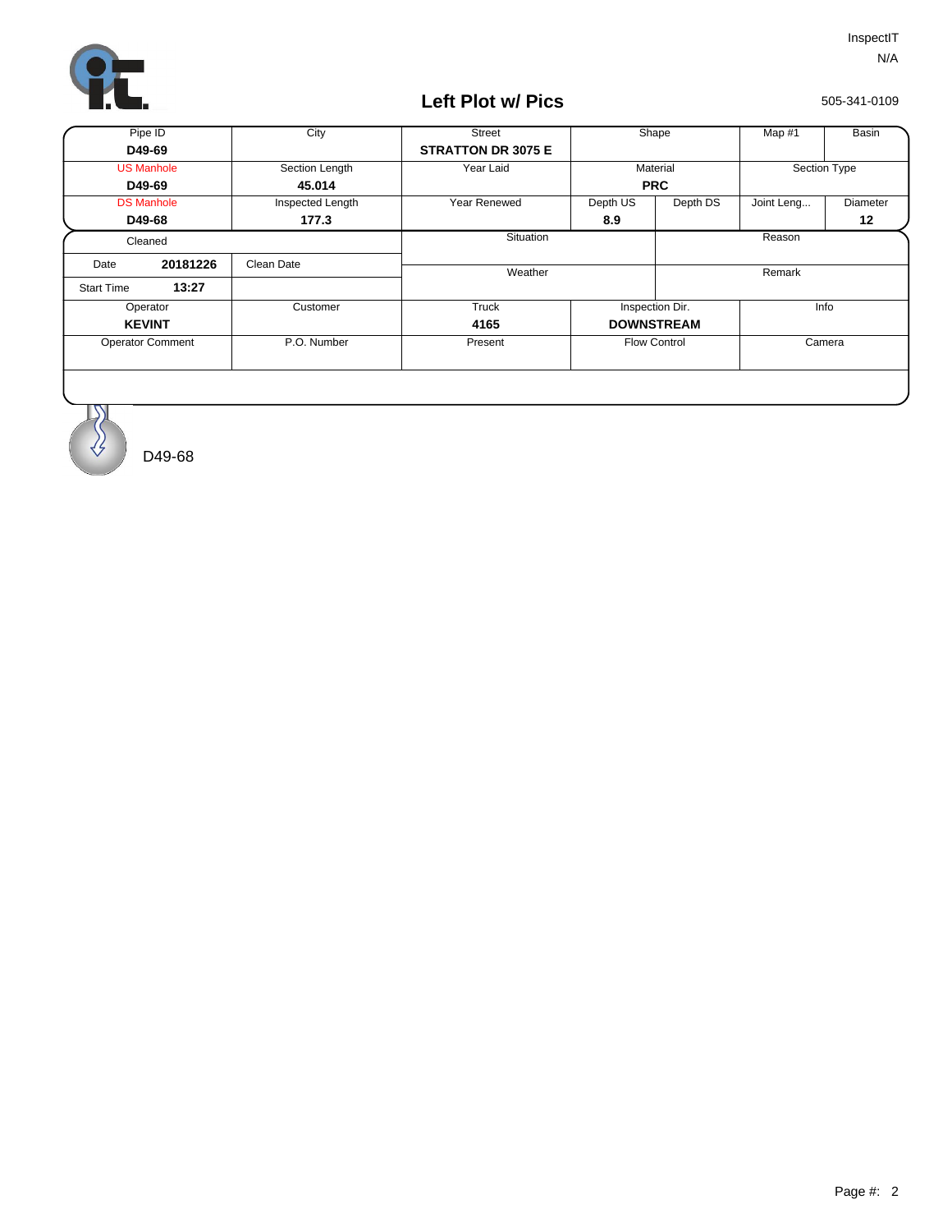InspectIT

N/A

## Left Plot w/ Pics

505-341-0109

| Pipe ID | City | Street | Shape | | Map #1 | Basin |
|---|---|---|---|---|---|---|
| **D49-69** | | **STRATTON DR 3075 E** | | | | |
| US Manhole | Section Length | Year Laid | Material | | Section Type | |
| **D49-69** | **45.014** | | **PRC** | | | |
| DS Manhole | Inspected Length | Year Renewed | Depth US | Depth DS | Joint Leng... | Diameter |
| **D49-68** | **177.3** | | **8.9** | | | **12** |

| Cleaned | | Situation | Reason |
|---|---|---|---|
| Date **20181226** | Clean Date | Weather | Remark |
| Start Time **13:27** | | | |

| Operator | Customer | Truck | Inspection Dir. | Info |
|---|---|---|---|---|
| **KEVINT** | | **4165** | **DOWNSTREAM** | |
| Operator Comment | P.O. Number | Present | Flow Control | Camera |

D49-68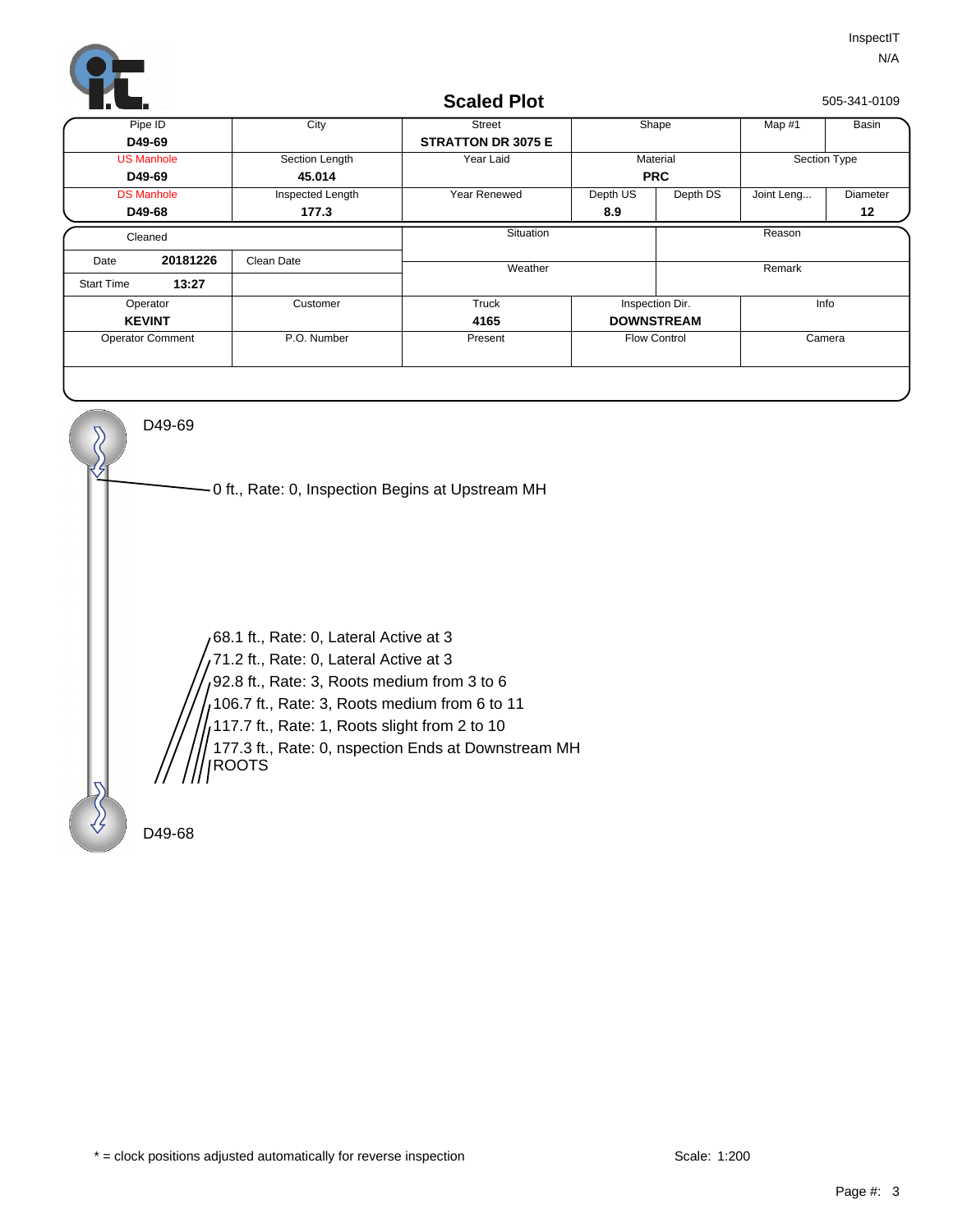InspectIT
N/A

## Scaled Plot

505-341-0109

| Pipe ID | City | Street | Shape | | Map #1 | Basin |
|---|---|---|---|---|---|---|
| D49-69 | | STRATTON DR 3075 E | | | | |
| US Manhole | Section Length | Year Laid | Material | | Section Type | |
| D49-69 | 45.014 | | PRC | | | |
| DS Manhole | Inspected Length | Year Renewed | Depth US | Depth DS | Joint Leng... | Diameter |
| D49-68 | 177.3 | | 8.9 | | | 12 |

| Cleaned | | | Situation | Reason |
|---|---|---|---|---|
| Date 20181226 | Clean Date | | | |
| Start Time 13:27 | | | Weather | Remark |
| Operator | Customer | Truck | Inspection Dir. | Info |
| KEVINT | | 4165 | DOWNSTREAM | |
| Operator Comment | P.O. Number | Present | Flow Control | Camera |

D49-69

0 ft., Rate: 0, Inspection Begins at Upstream MH

68.1 ft., Rate: 0, Lateral Active at 3
71.2 ft., Rate: 0, Lateral Active at 3
92.8 ft., Rate: 3, Roots medium from 3 to 6
106.7 ft., Rate: 3, Roots medium from 6 to 11
117.7 ft., Rate: 1, Roots slight from 2 to 10
177.3 ft., Rate: 0, nspection Ends at Downstream MH
ROOTS

D49-68

* = clock positions adjusted automatically for reverse inspection

Scale: 1:200